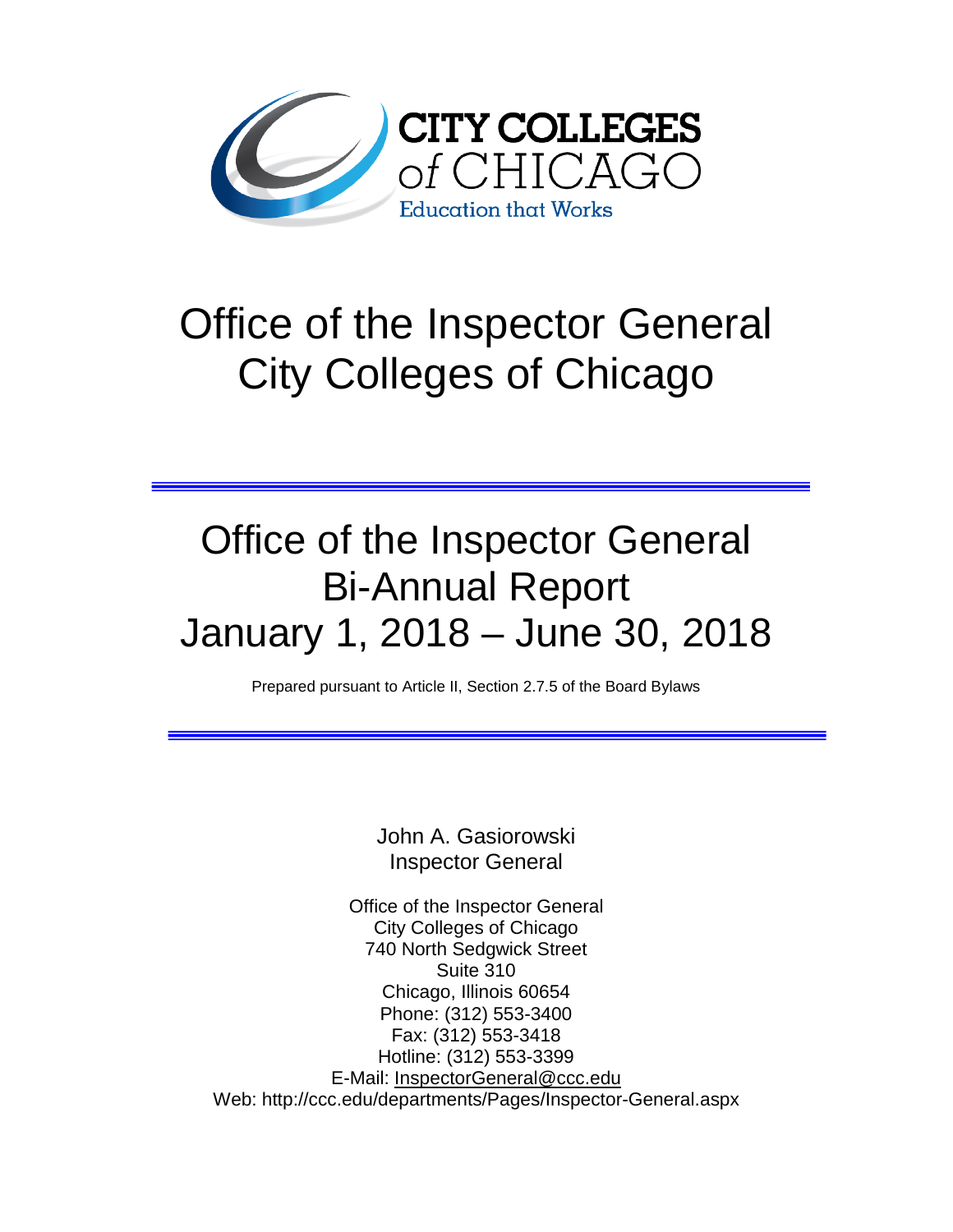CITY COLLEGES of CHICAGO

Education that Works

# Office of the Inspector General
# City Colleges of Chicago

---

## Office of the Inspector General
## Bi-Annual Report
## January 1, 2018 – June 30, 2018

Prepared pursuant to Article II, Section 2.7.5 of the Board Bylaws

---

John A. Gasiorowski
Inspector General

Office of the Inspector General
City Colleges of Chicago
740 North Sedgwick Street
Suite 310
Chicago, Illinois 60654
Phone: (312) 553-3400
Fax: (312) 553-3418
Hotline: (312) 553-3399
E-Mail: InspectorGeneral@ccc.edu
Web: http://ccc.edu/departments/Pages/Inspector-General.aspx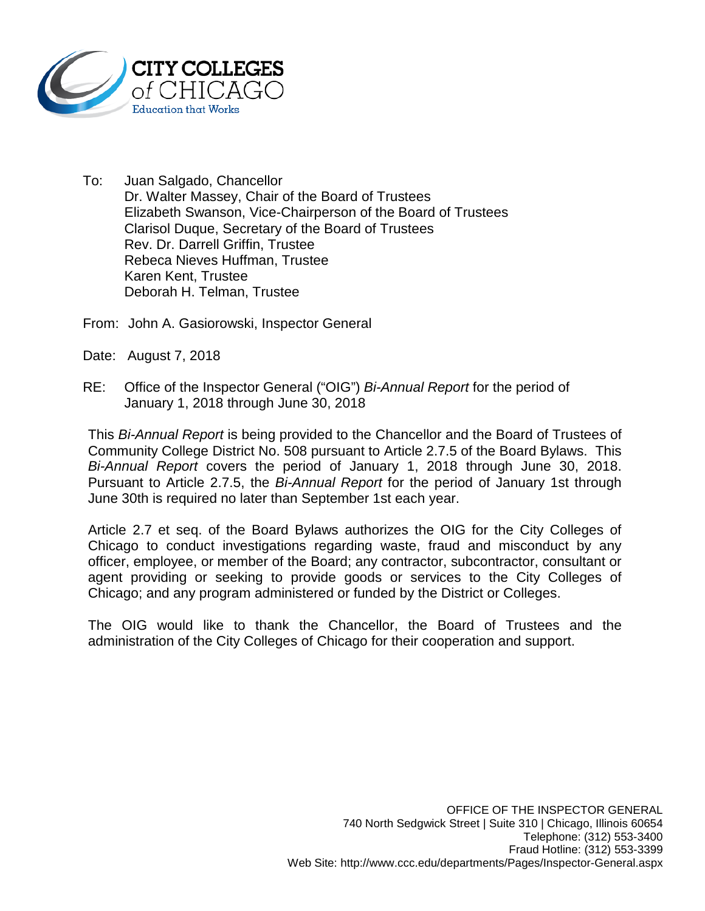CITY COLLEGES of CHICAGO
Education that Works

To: Juan Salgado, Chancellor
Dr. Walter Massey, Chair of the Board of Trustees
Elizabeth Swanson, Vice-Chairperson of the Board of Trustees
Clarisol Duque, Secretary of the Board of Trustees
Rev. Dr. Darrell Griffin, Trustee
Rebeca Nieves Huffman, Trustee
Karen Kent, Trustee
Deborah H. Telman, Trustee

From: John A. Gasiorowski, Inspector General

Date: August 7, 2018

RE: Office of the Inspector General ("OIG") *Bi-Annual Report* for the period of January 1, 2018 through June 30, 2018

This *Bi-Annual Report* is being provided to the Chancellor and the Board of Trustees of Community College District No. 508 pursuant to Article 2.7.5 of the Board Bylaws. This *Bi-Annual Report* covers the period of January 1, 2018 through June 30, 2018. Pursuant to Article 2.7.5, the *Bi-Annual Report* for the period of January 1st through June 30th is required no later than September 1st each year.

Article 2.7 et seq. of the Board Bylaws authorizes the OIG for the City Colleges of Chicago to conduct investigations regarding waste, fraud and misconduct by any officer, employee, or member of the Board; any contractor, subcontractor, consultant or agent providing or seeking to provide goods or services to the City Colleges of Chicago; and any program administered or funded by the District or Colleges.

The OIG would like to thank the Chancellor, the Board of Trustees and the administration of the City Colleges of Chicago for their cooperation and support.

OFFICE OF THE INSPECTOR GENERAL
740 North Sedgwick Street | Suite 310 | Chicago, Illinois 60654
Telephone: (312) 553-3400
Fraud Hotline: (312) 553-3399
Web Site: http://www.ccc.edu/departments/Pages/Inspector-General.aspx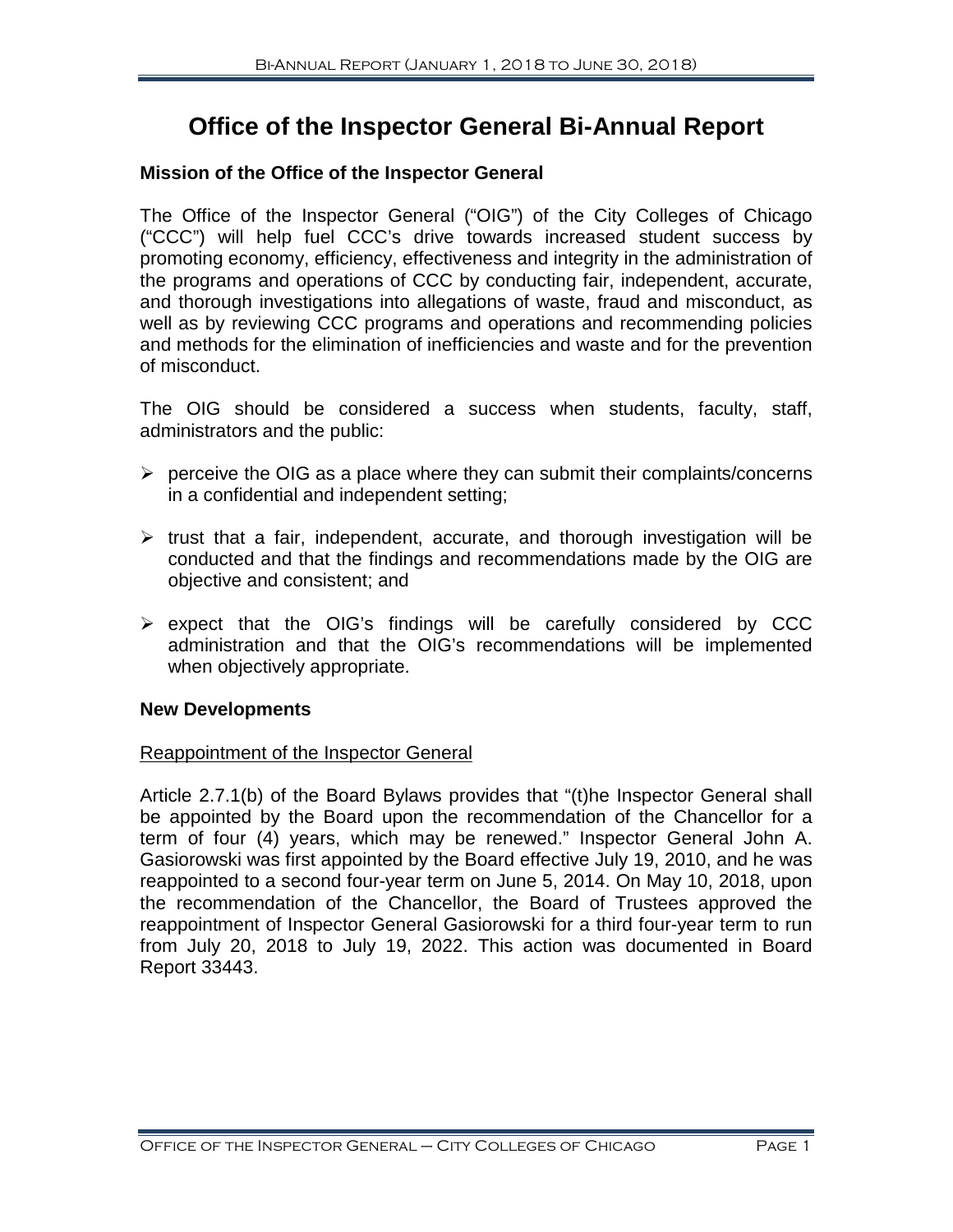# Office of the Inspector General Bi-Annual Report

### Mission of the Office of the Inspector General

The Office of the Inspector General ("OIG") of the City Colleges of Chicago ("CCC") will help fuel CCC's drive towards increased student success by promoting economy, efficiency, effectiveness and integrity in the administration of the programs and operations of CCC by conducting fair, independent, accurate, and thorough investigations into allegations of waste, fraud and misconduct, as well as by reviewing CCC programs and operations and recommending policies and methods for the elimination of inefficiencies and waste and for the prevention of misconduct.

The OIG should be considered a success when students, faculty, staff, administrators and the public:

- perceive the OIG as a place where they can submit their complaints/concerns in a confidential and independent setting;
- trust that a fair, independent, accurate, and thorough investigation will be conducted and that the findings and recommendations made by the OIG are objective and consistent; and
- expect that the OIG's findings will be carefully considered by CCC administration and that the OIG's recommendations will be implemented when objectively appropriate.

### New Developments

<u>Reappointment of the Inspector General</u>

Article 2.7.1(b) of the Board Bylaws provides that "(t)he Inspector General shall be appointed by the Board upon the recommendation of the Chancellor for a term of four (4) years, which may be renewed." Inspector General John A. Gasiorowski was first appointed by the Board effective July 19, 2010, and he was reappointed to a second four-year term on June 5, 2014. On May 10, 2018, upon the recommendation of the Chancellor, the Board of Trustees approved the reappointment of Inspector General Gasiorowski for a third four-year term to run from July 20, 2018 to July 19, 2022. This action was documented in Board Report 33443.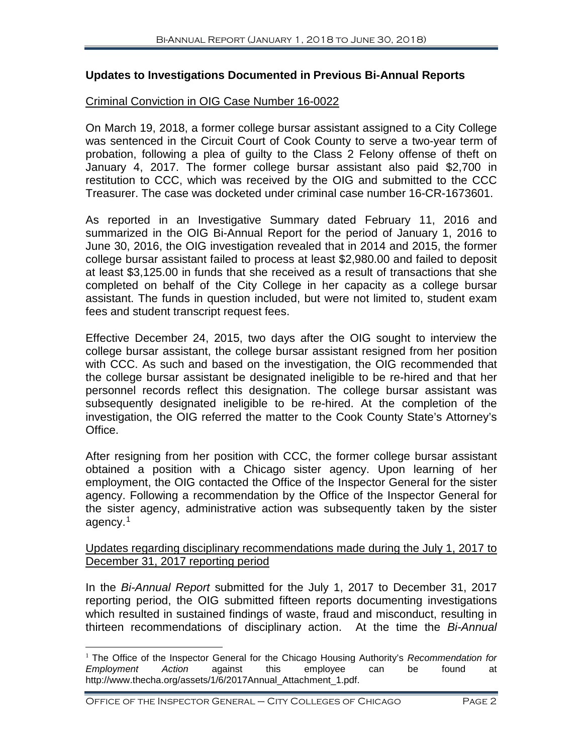## Updates to Investigations Documented in Previous Bi-Annual Reports

Criminal Conviction in OIG Case Number 16-0022

On March 19, 2018, a former college bursar assistant assigned to a City College was sentenced in the Circuit Court of Cook County to serve a two-year term of probation, following a plea of guilty to the Class 2 Felony offense of theft on January 4, 2017. The former college bursar assistant also paid $2,700 in restitution to CCC, which was received by the OIG and submitted to the CCC Treasurer. The case was docketed under criminal case number 16-CR-1673601.

As reported in an Investigative Summary dated February 11, 2016 and summarized in the OIG Bi-Annual Report for the period of January 1, 2016 to June 30, 2016, the OIG investigation revealed that in 2014 and 2015, the former college bursar assistant failed to process at least $2,980.00 and failed to deposit at least $3,125.00 in funds that she received as a result of transactions that she completed on behalf of the City College in her capacity as a college bursar assistant. The funds in question included, but were not limited to, student exam fees and student transcript request fees.

Effective December 24, 2015, two days after the OIG sought to interview the college bursar assistant, the college bursar assistant resigned from her position with CCC. As such and based on the investigation, the OIG recommended that the college bursar assistant be designated ineligible to be re-hired and that her personnel records reflect this designation. The college bursar assistant was subsequently designated ineligible to be re-hired. At the completion of the investigation, the OIG referred the matter to the Cook County State's Attorney's Office.

After resigning from her position with CCC, the former college bursar assistant obtained a position with a Chicago sister agency. Upon learning of her employment, the OIG contacted the Office of the Inspector General for the sister agency. Following a recommendation by the Office of the Inspector General for the sister agency, administrative action was subsequently taken by the sister agency.[1]

Updates regarding disciplinary recommendations made during the July 1, 2017 to December 31, 2017 reporting period

In the *Bi-Annual Report* submitted for the July 1, 2017 to December 31, 2017 reporting period, the OIG submitted fifteen reports documenting investigations which resulted in sustained findings of waste, fraud and misconduct, resulting in thirteen recommendations of disciplinary action. At the time the *Bi-Annual*

[1] The Office of the Inspector General for the Chicago Housing Authority's *Recommendation for Employment Action* against this employee can be found at http://www.thecha.org/assets/1/6/2017Annual_Attachment_1.pdf.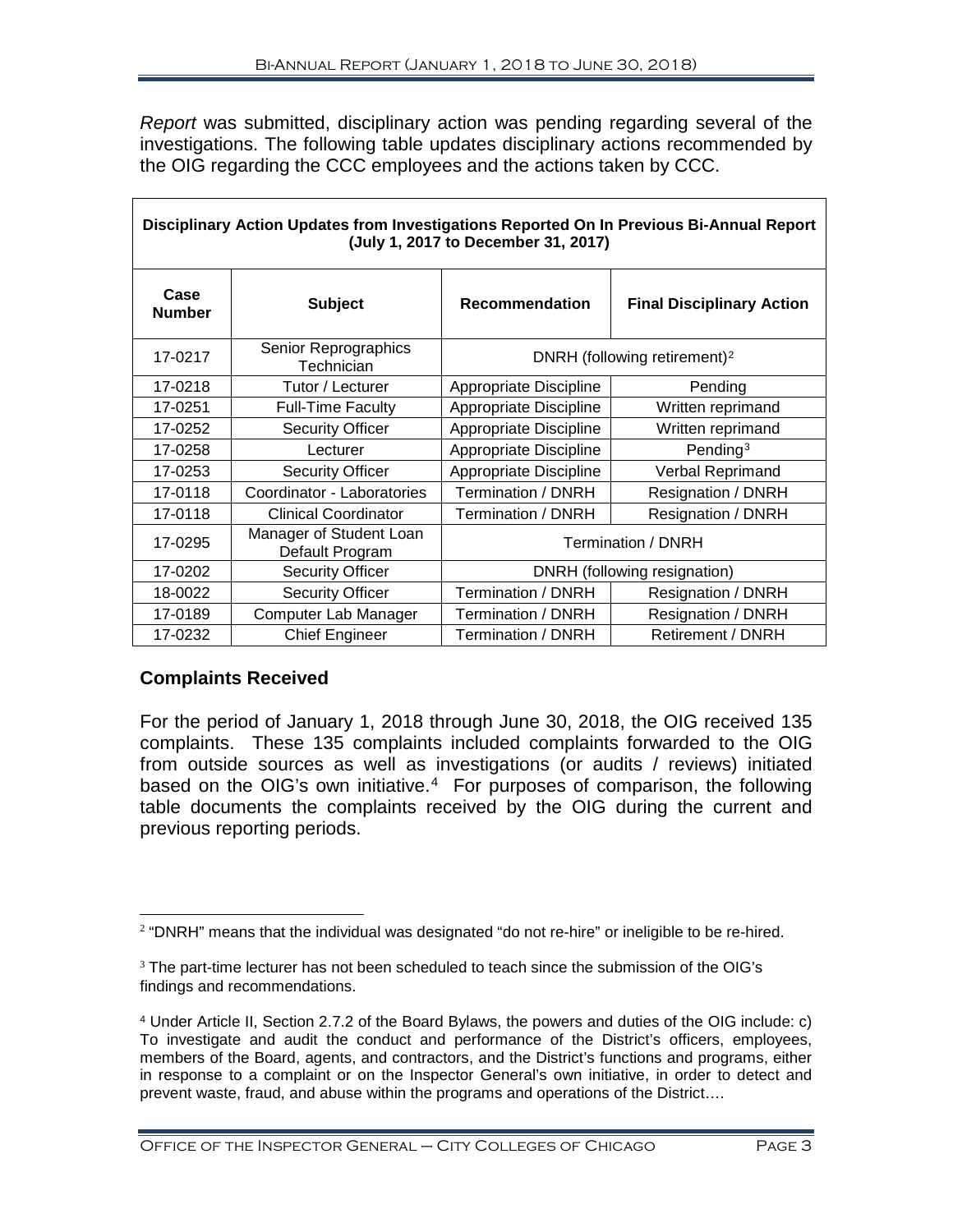*Report* was submitted, disciplinary action was pending regarding several of the investigations. The following table updates disciplinary actions recommended by the OIG regarding the CCC employees and the actions taken by CCC.

| **Disciplinary Action Updates from Investigations Reported On In Previous Bi-Annual Report (July 1, 2017 to December 31, 2017)** | | | |
|---|---|---|---|
| **Case Number** | **Subject** | **Recommendation** | **Final Disciplinary Action** |
| 17-0217 | Senior Reprographics Technician | DNRH (following retirement)[2] | |
| 17-0218 | Tutor / Lecturer | Appropriate Discipline | Pending |
| 17-0251 | Full-Time Faculty | Appropriate Discipline | Written reprimand |
| 17-0252 | Security Officer | Appropriate Discipline | Written reprimand |
| 17-0258 | Lecturer | Appropriate Discipline | Pending[3] |
| 17-0253 | Security Officer | Appropriate Discipline | Verbal Reprimand |
| 17-0118 | Coordinator - Laboratories | Termination / DNRH | Resignation / DNRH |
| 17-0118 | Clinical Coordinator | Termination / DNRH | Resignation / DNRH |
| 17-0295 | Manager of Student Loan Default Program | Termination / DNRH | |
| 17-0202 | Security Officer | DNRH (following resignation) | |
| 18-0022 | Security Officer | Termination / DNRH | Resignation / DNRH |
| 17-0189 | Computer Lab Manager | Termination / DNRH | Resignation / DNRH |
| 17-0232 | Chief Engineer | Termination / DNRH | Retirement / DNRH |

## Complaints Received

For the period of January 1, 2018 through June 30, 2018, the OIG received 135 complaints. These 135 complaints included complaints forwarded to the OIG from outside sources as well as investigations (or audits / reviews) initiated based on the OIG's own initiative.[4] For purposes of comparison, the following table documents the complaints received by the OIG during the current and previous reporting periods.

---

[2] "DNRH" means that the individual was designated "do not re-hire" or ineligible to be re-hired.

[3] The part-time lecturer has not been scheduled to teach since the submission of the OIG's findings and recommendations.

[4] Under Article II, Section 2.7.2 of the Board Bylaws, the powers and duties of the OIG include: c) To investigate and audit the conduct and performance of the District's officers, employees, members of the Board, agents, and contractors, and the District's functions and programs, either in response to a complaint or on the Inspector General's own initiative, in order to detect and prevent waste, fraud, and abuse within the programs and operations of the District….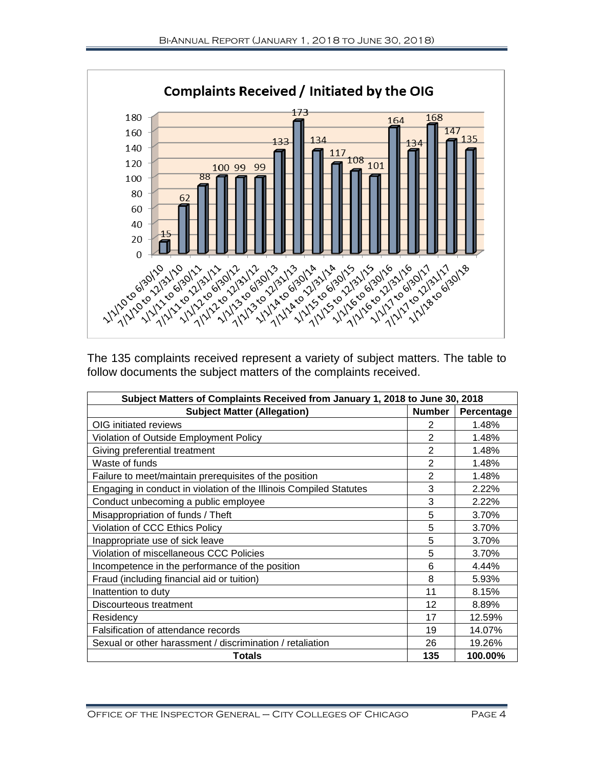**Complaints Received / Initiated by the OIG**

| Period | Complaints |
|---|---|
| 1/1/10 to 6/30/10 | 15 |
| 7/1/10 to 12/31/10 | 62 |
| 1/1/11 to 6/30/11 | 88 |
| 7/1/11 to 12/31/11 | 100 |
| 1/1/12 to 6/30/12 | 99 |
| 7/1/12 to 12/31/12 | 99 |
| 1/1/13 to 6/30/13 | 133 |
| 7/1/13 to 12/31/13 | 173 |
| 1/1/14 to 6/30/14 | 134 |
| 7/1/14 to 12/31/14 | 117 |
| 1/1/15 to 6/30/15 | 108 |
| 7/1/15 to 12/31/15 | 101 |
| 1/1/16 to 6/30/16 | 164 |
| 7/1/16 to 12/31/16 | 134 |
| 1/1/17 to 6/30/17 | 168 |
| 7/1/17 to 12/31/17 | 147 |
| 1/1/18 to 6/30/18 | 135 |

The 135 complaints received represent a variety of subject matters. The table to follow documents the subject matters of the complaints received.

| Subject Matters of Complaints Received from January 1, 2018 to June 30, 2018 | | |
|---|---|---|
| **Subject Matter (Allegation)** | **Number** | **Percentage** |
| OIG initiated reviews | 2 | 1.48% |
| Violation of Outside Employment Policy | 2 | 1.48% |
| Giving preferential treatment | 2 | 1.48% |
| Waste of funds | 2 | 1.48% |
| Failure to meet/maintain prerequisites of the position | 2 | 1.48% |
| Engaging in conduct in violation of the Illinois Compiled Statutes | 3 | 2.22% |
| Conduct unbecoming a public employee | 3 | 2.22% |
| Misappropriation of funds / Theft | 5 | 3.70% |
| Violation of CCC Ethics Policy | 5 | 3.70% |
| Inappropriate use of sick leave | 5 | 3.70% |
| Violation of miscellaneous CCC Policies | 5 | 3.70% |
| Incompetence in the performance of the position | 6 | 4.44% |
| Fraud (including financial aid or tuition) | 8 | 5.93% |
| Inattention to duty | 11 | 8.15% |
| Discourteous treatment | 12 | 8.89% |
| Residency | 17 | 12.59% |
| Falsification of attendance records | 19 | 14.07% |
| Sexual or other harassment / discrimination / retaliation | 26 | 19.26% |
| **Totals** | **135** | **100.00%** |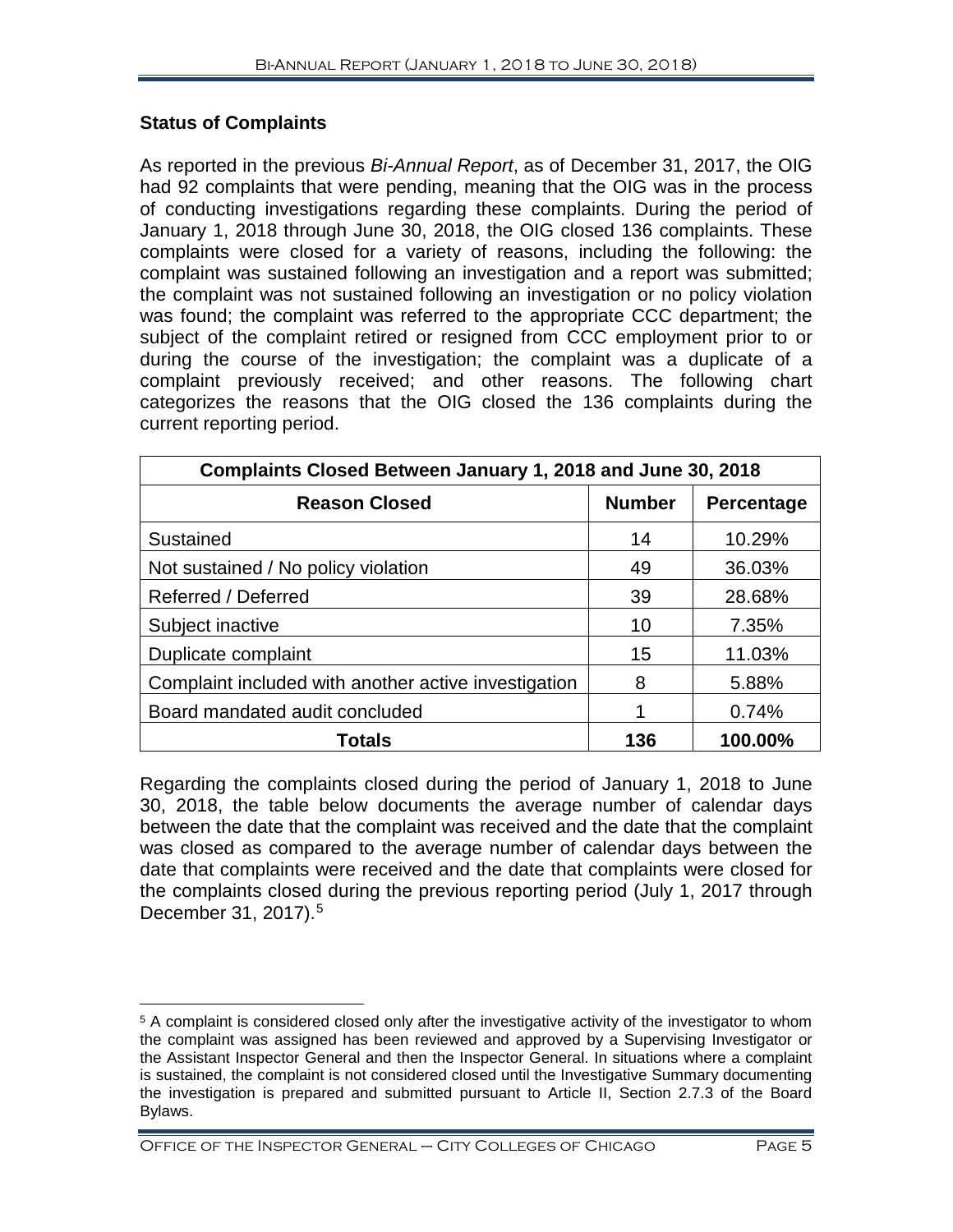## Status of Complaints

As reported in the previous *Bi-Annual Report*, as of December 31, 2017, the OIG had 92 complaints that were pending, meaning that the OIG was in the process of conducting investigations regarding these complaints. During the period of January 1, 2018 through June 30, 2018, the OIG closed 136 complaints. These complaints were closed for a variety of reasons, including the following: the complaint was sustained following an investigation and a report was submitted; the complaint was not sustained following an investigation or no policy violation was found; the complaint was referred to the appropriate CCC department; the subject of the complaint retired or resigned from CCC employment prior to or during the course of the investigation; the complaint was a duplicate of a complaint previously received; and other reasons. The following chart categorizes the reasons that the OIG closed the 136 complaints during the current reporting period.

| Complaints Closed Between January 1, 2018 and June 30, 2018 | | |
|---|---|---|
| **Reason Closed** | **Number** | **Percentage** |
| Sustained | 14 | 10.29% |
| Not sustained / No policy violation | 49 | 36.03% |
| Referred / Deferred | 39 | 28.68% |
| Subject inactive | 10 | 7.35% |
| Duplicate complaint | 15 | 11.03% |
| Complaint included with another active investigation | 8 | 5.88% |
| Board mandated audit concluded | 1 | 0.74% |
| **Totals** | **136** | **100.00%** |

Regarding the complaints closed during the period of January 1, 2018 to June 30, 2018, the table below documents the average number of calendar days between the date that the complaint was received and the date that the complaint was closed as compared to the average number of calendar days between the date that complaints were received and the date that complaints were closed for the complaints closed during the previous reporting period (July 1, 2017 through December 31, 2017).[5]

[5] A complaint is considered closed only after the investigative activity of the investigator to whom the complaint was assigned has been reviewed and approved by a Supervising Investigator or the Assistant Inspector General and then the Inspector General. In situations where a complaint is sustained, the complaint is not considered closed until the Investigative Summary documenting the investigation is prepared and submitted pursuant to Article II, Section 2.7.3 of the Board Bylaws.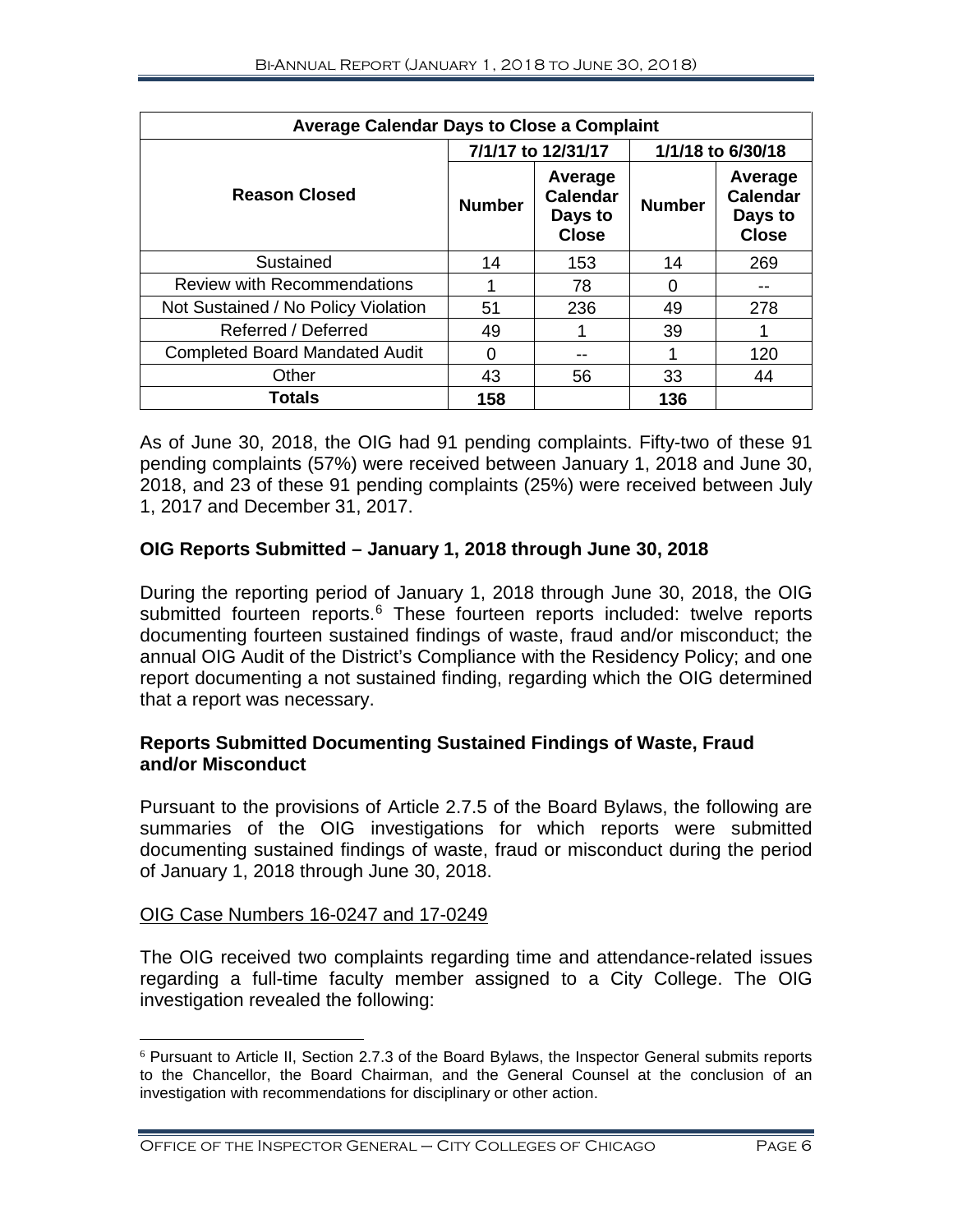| Average Calendar Days to Close a Complaint | | | | |
|---|---|---|---|---|
| | 7/1/17 to 12/31/17 | | 1/1/18 to 6/30/18 | |
| Reason Closed | Number | Average Calendar Days to Close | Number | Average Calendar Days to Close |
| Sustained | 14 | 153 | 14 | 269 |
| Review with Recommendations | 1 | 78 | 0 | -- |
| Not Sustained / No Policy Violation | 51 | 236 | 49 | 278 |
| Referred / Deferred | 49 | 1 | 39 | 1 |
| Completed Board Mandated Audit | 0 | -- | 1 | 120 |
| Other | 43 | 56 | 33 | 44 |
| **Totals** | **158** | | **136** | |

As of June 30, 2018, the OIG had 91 pending complaints. Fifty-two of these 91 pending complaints (57%) were received between January 1, 2018 and June 30, 2018, and 23 of these 91 pending complaints (25%) were received between July 1, 2017 and December 31, 2017.

## OIG Reports Submitted – January 1, 2018 through June 30, 2018

During the reporting period of January 1, 2018 through June 30, 2018, the OIG submitted fourteen reports.[6] These fourteen reports included: twelve reports documenting fourteen sustained findings of waste, fraud and/or misconduct; the annual OIG Audit of the District's Compliance with the Residency Policy; and one report documenting a not sustained finding, regarding which the OIG determined that a report was necessary.

### Reports Submitted Documenting Sustained Findings of Waste, Fraud and/or Misconduct

Pursuant to the provisions of Article 2.7.5 of the Board Bylaws, the following are summaries of the OIG investigations for which reports were submitted documenting sustained findings of waste, fraud or misconduct during the period of January 1, 2018 through June 30, 2018.

OIG Case Numbers 16-0247 and 17-0249

The OIG received two complaints regarding time and attendance-related issues regarding a full-time faculty member assigned to a City College. The OIG investigation revealed the following:

[6] Pursuant to Article II, Section 2.7.3 of the Board Bylaws, the Inspector General submits reports to the Chancellor, the Board Chairman, and the General Counsel at the conclusion of an investigation with recommendations for disciplinary or other action.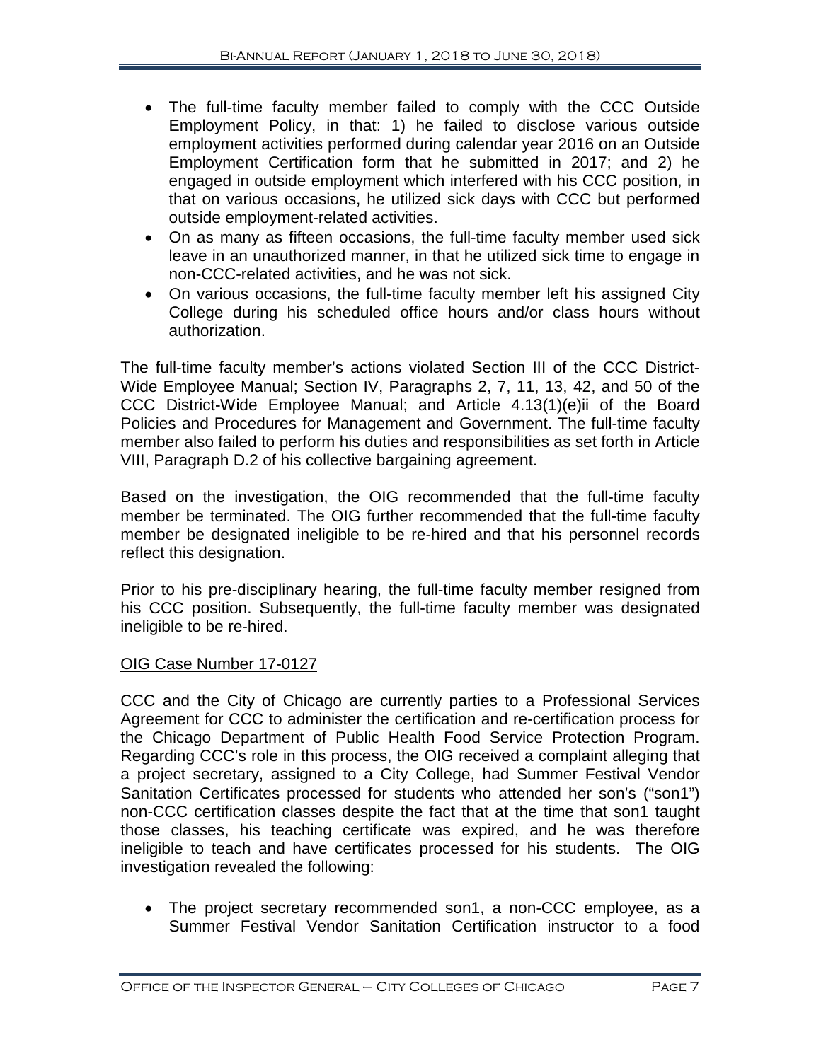- The full-time faculty member failed to comply with the CCC Outside Employment Policy, in that: 1) he failed to disclose various outside employment activities performed during calendar year 2016 on an Outside Employment Certification form that he submitted in 2017; and 2) he engaged in outside employment which interfered with his CCC position, in that on various occasions, he utilized sick days with CCC but performed outside employment-related activities.
- On as many as fifteen occasions, the full-time faculty member used sick leave in an unauthorized manner, in that he utilized sick time to engage in non-CCC-related activities, and he was not sick.
- On various occasions, the full-time faculty member left his assigned City College during his scheduled office hours and/or class hours without authorization.

The full-time faculty member's actions violated Section III of the CCC District-Wide Employee Manual; Section IV, Paragraphs 2, 7, 11, 13, 42, and 50 of the CCC District-Wide Employee Manual; and Article 4.13(1)(e)ii of the Board Policies and Procedures for Management and Government. The full-time faculty member also failed to perform his duties and responsibilities as set forth in Article VIII, Paragraph D.2 of his collective bargaining agreement.

Based on the investigation, the OIG recommended that the full-time faculty member be terminated. The OIG further recommended that the full-time faculty member be designated ineligible to be re-hired and that his personnel records reflect this designation.

Prior to his pre-disciplinary hearing, the full-time faculty member resigned from his CCC position. Subsequently, the full-time faculty member was designated ineligible to be re-hired.

OIG Case Number 17-0127

CCC and the City of Chicago are currently parties to a Professional Services Agreement for CCC to administer the certification and re-certification process for the Chicago Department of Public Health Food Service Protection Program. Regarding CCC's role in this process, the OIG received a complaint alleging that a project secretary, assigned to a City College, had Summer Festival Vendor Sanitation Certificates processed for students who attended her son's ("son1") non-CCC certification classes despite the fact that at the time that son1 taught those classes, his teaching certificate was expired, and he was therefore ineligible to teach and have certificates processed for his students. The OIG investigation revealed the following:

- The project secretary recommended son1, a non-CCC employee, as a Summer Festival Vendor Sanitation Certification instructor to a food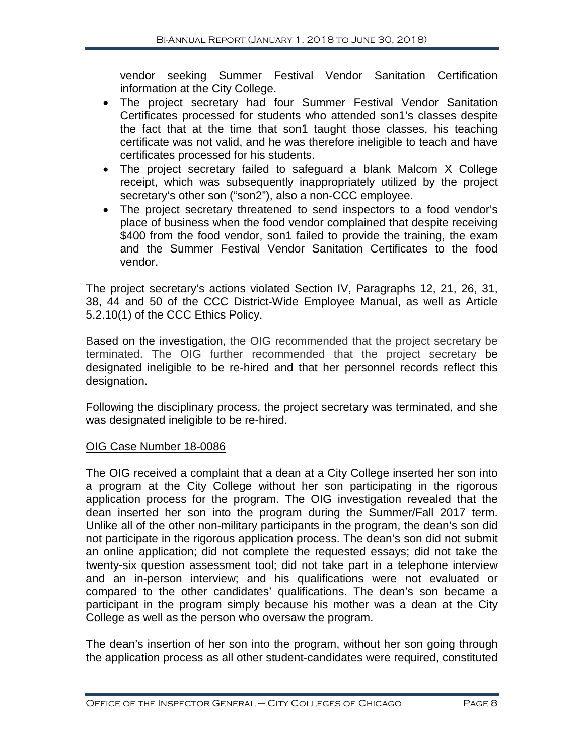vendor seeking Summer Festival Vendor Sanitation Certification information at the City College.

- The project secretary had four Summer Festival Vendor Sanitation Certificates processed for students who attended son1's classes despite the fact that at the time that son1 taught those classes, his teaching certificate was not valid, and he was therefore ineligible to teach and have certificates processed for his students.
- The project secretary failed to safeguard a blank Malcom X College receipt, which was subsequently inappropriately utilized by the project secretary's other son ("son2"), also a non-CCC employee.
- The project secretary threatened to send inspectors to a food vendor's place of business when the food vendor complained that despite receiving $400 from the food vendor, son1 failed to provide the training, the exam and the Summer Festival Vendor Sanitation Certificates to the food vendor.

The project secretary's actions violated Section IV, Paragraphs 12, 21, 26, 31, 38, 44 and 50 of the CCC District-Wide Employee Manual, as well as Article 5.2.10(1) of the CCC Ethics Policy.

Based on the investigation, the OIG recommended that the project secretary be terminated. The OIG further recommended that the project secretary be designated ineligible to be re-hired and that her personnel records reflect this designation.

Following the disciplinary process, the project secretary was terminated, and she was designated ineligible to be re-hired.

OIG Case Number 18-0086

The OIG received a complaint that a dean at a City College inserted her son into a program at the City College without her son participating in the rigorous application process for the program. The OIG investigation revealed that the dean inserted her son into the program during the Summer/Fall 2017 term. Unlike all of the other non-military participants in the program, the dean's son did not participate in the rigorous application process. The dean's son did not submit an online application; did not complete the requested essays; did not take the twenty-six question assessment tool; did not take part in a telephone interview and an in-person interview; and his qualifications were not evaluated or compared to the other candidates' qualifications. The dean's son became a participant in the program simply because his mother was a dean at the City College as well as the person who oversaw the program.

The dean's insertion of her son into the program, without her son going through the application process as all other student-candidates were required, constituted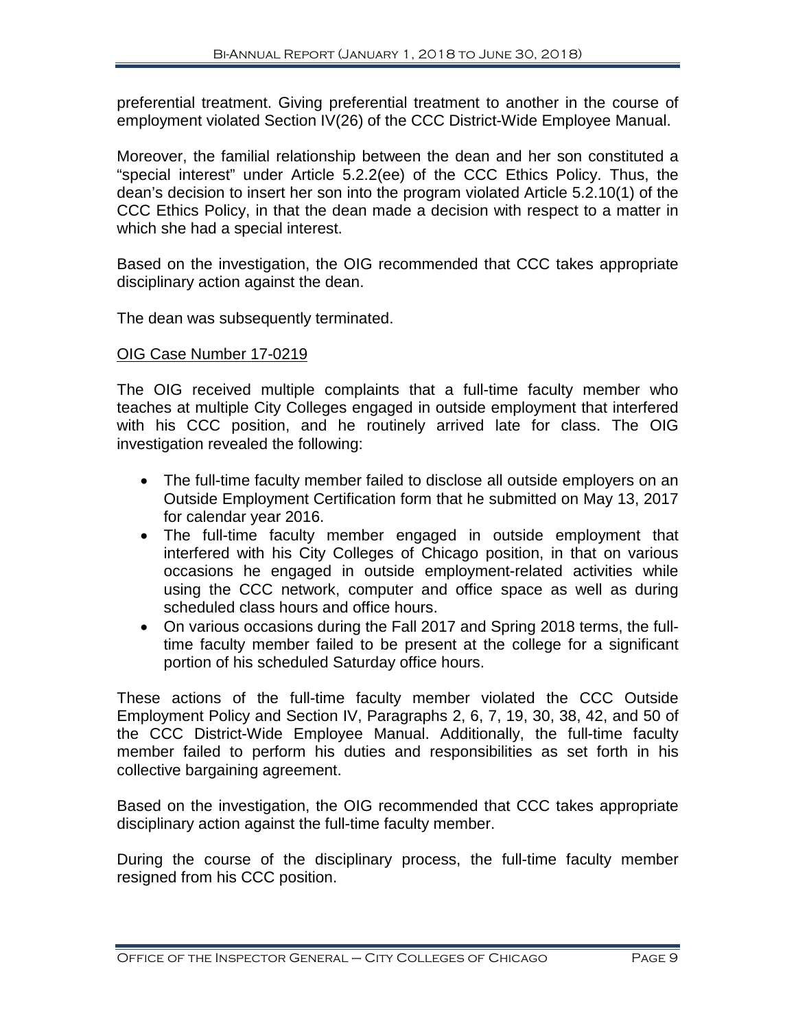preferential treatment. Giving preferential treatment to another in the course of employment violated Section IV(26) of the CCC District-Wide Employee Manual.

Moreover, the familial relationship between the dean and her son constituted a "special interest" under Article 5.2.2(ee) of the CCC Ethics Policy. Thus, the dean's decision to insert her son into the program violated Article 5.2.10(1) of the CCC Ethics Policy, in that the dean made a decision with respect to a matter in which she had a special interest.

Based on the investigation, the OIG recommended that CCC takes appropriate disciplinary action against the dean.

The dean was subsequently terminated.

OIG Case Number 17-0219

The OIG received multiple complaints that a full-time faculty member who teaches at multiple City Colleges engaged in outside employment that interfered with his CCC position, and he routinely arrived late for class. The OIG investigation revealed the following:

- The full-time faculty member failed to disclose all outside employers on an Outside Employment Certification form that he submitted on May 13, 2017 for calendar year 2016.
- The full-time faculty member engaged in outside employment that interfered with his City Colleges of Chicago position, in that on various occasions he engaged in outside employment-related activities while using the CCC network, computer and office space as well as during scheduled class hours and office hours.
- On various occasions during the Fall 2017 and Spring 2018 terms, the full-time faculty member failed to be present at the college for a significant portion of his scheduled Saturday office hours.

These actions of the full-time faculty member violated the CCC Outside Employment Policy and Section IV, Paragraphs 2, 6, 7, 19, 30, 38, 42, and 50 of the CCC District-Wide Employee Manual. Additionally, the full-time faculty member failed to perform his duties and responsibilities as set forth in his collective bargaining agreement.

Based on the investigation, the OIG recommended that CCC takes appropriate disciplinary action against the full-time faculty member.

During the course of the disciplinary process, the full-time faculty member resigned from his CCC position.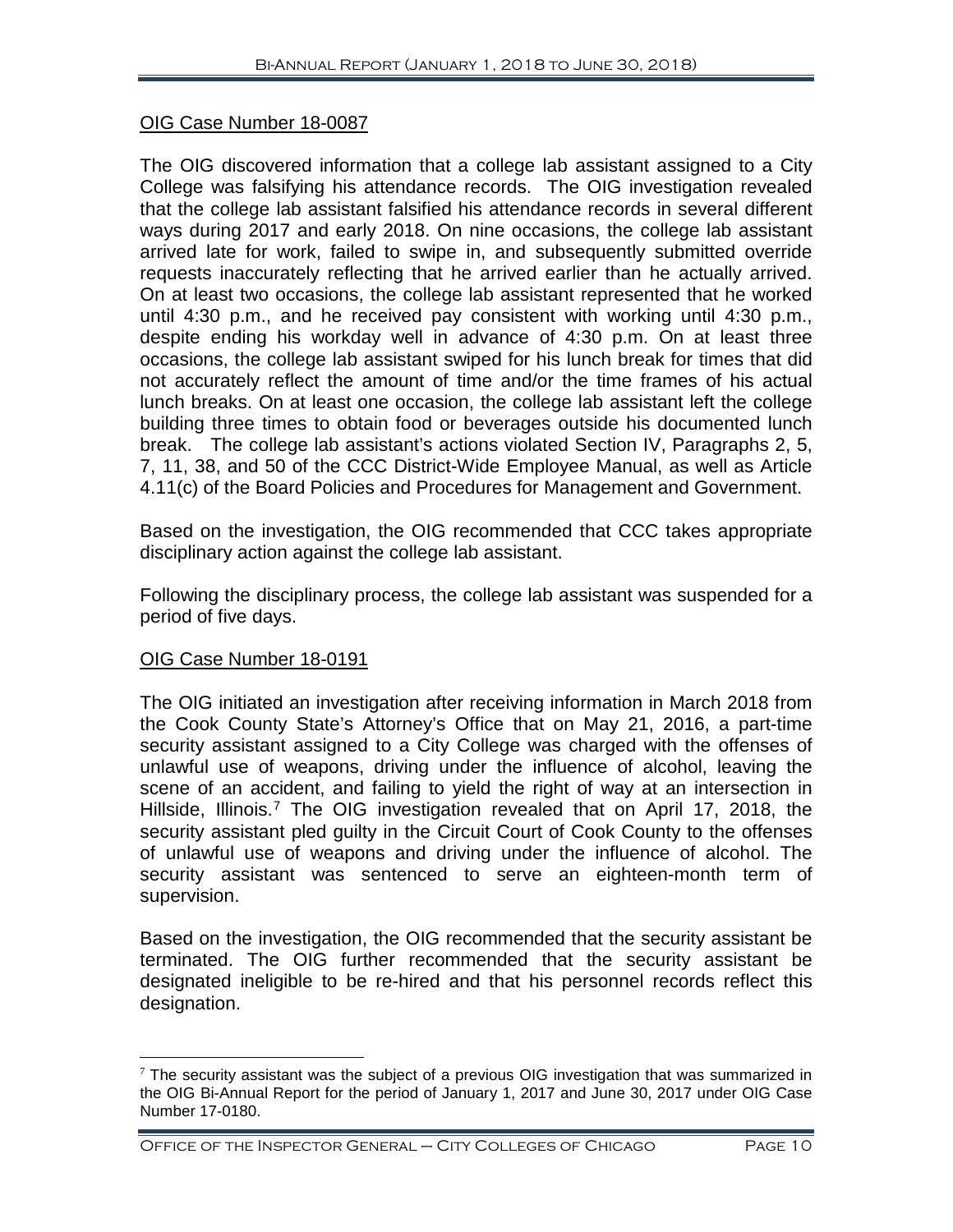OIG Case Number 18-0087

The OIG discovered information that a college lab assistant assigned to a City College was falsifying his attendance records. The OIG investigation revealed that the college lab assistant falsified his attendance records in several different ways during 2017 and early 2018. On nine occasions, the college lab assistant arrived late for work, failed to swipe in, and subsequently submitted override requests inaccurately reflecting that he arrived earlier than he actually arrived. On at least two occasions, the college lab assistant represented that he worked until 4:30 p.m., and he received pay consistent with working until 4:30 p.m., despite ending his workday well in advance of 4:30 p.m. On at least three occasions, the college lab assistant swiped for his lunch break for times that did not accurately reflect the amount of time and/or the time frames of his actual lunch breaks. On at least one occasion, the college lab assistant left the college building three times to obtain food or beverages outside his documented lunch break. The college lab assistant's actions violated Section IV, Paragraphs 2, 5, 7, 11, 38, and 50 of the CCC District-Wide Employee Manual, as well as Article 4.11(c) of the Board Policies and Procedures for Management and Government.

Based on the investigation, the OIG recommended that CCC takes appropriate disciplinary action against the college lab assistant.

Following the disciplinary process, the college lab assistant was suspended for a period of five days.

OIG Case Number 18-0191

The OIG initiated an investigation after receiving information in March 2018 from the Cook County State's Attorney's Office that on May 21, 2016, a part-time security assistant assigned to a City College was charged with the offenses of unlawful use of weapons, driving under the influence of alcohol, leaving the scene of an accident, and failing to yield the right of way at an intersection in Hillside, Illinois.[7] The OIG investigation revealed that on April 17, 2018, the security assistant pled guilty in the Circuit Court of Cook County to the offenses of unlawful use of weapons and driving under the influence of alcohol. The security assistant was sentenced to serve an eighteen-month term of supervision.

Based on the investigation, the OIG recommended that the security assistant be terminated. The OIG further recommended that the security assistant be designated ineligible to be re-hired and that his personnel records reflect this designation.

---

[7] The security assistant was the subject of a previous OIG investigation that was summarized in the OIG Bi-Annual Report for the period of January 1, 2017 and June 30, 2017 under OIG Case Number 17-0180.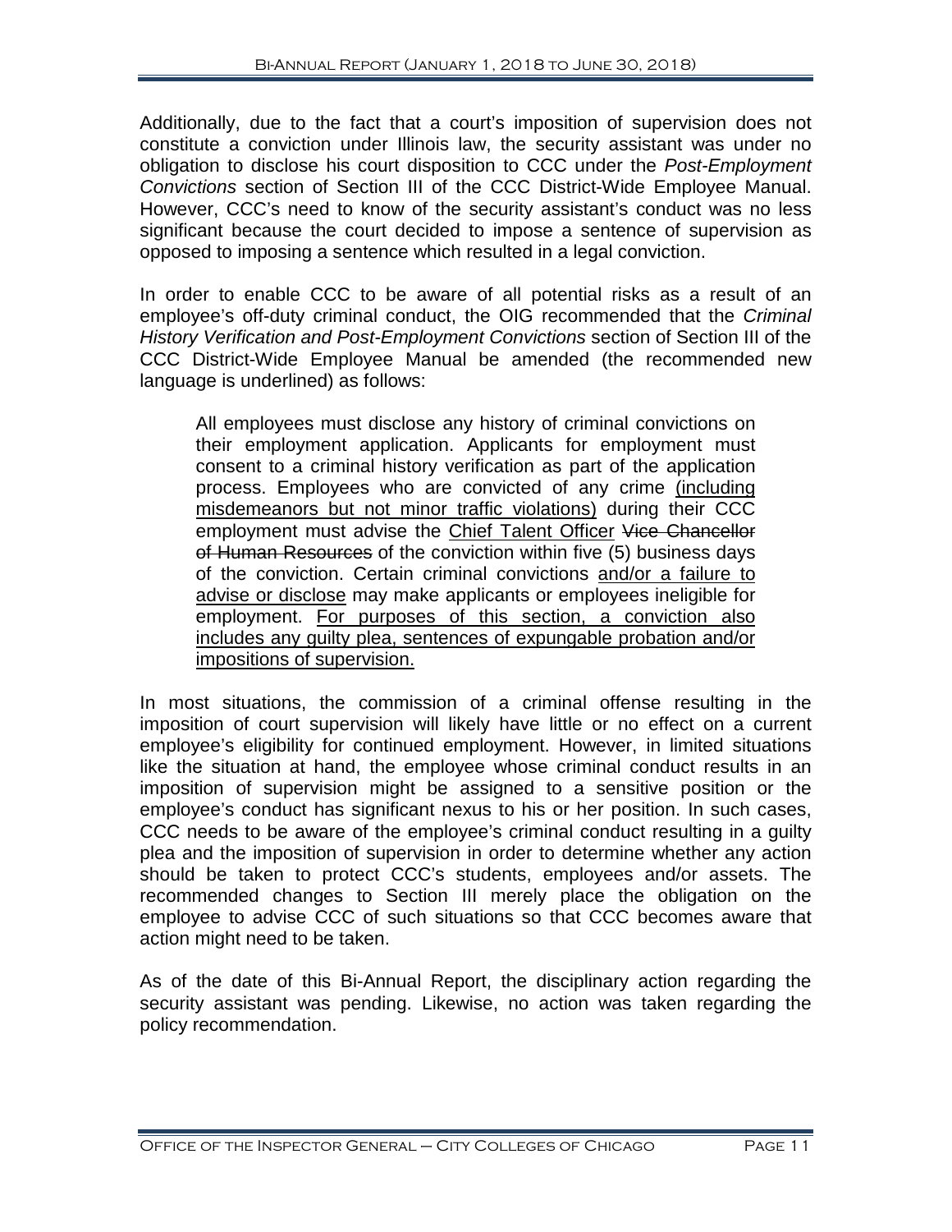Additionally, due to the fact that a court's imposition of supervision does not constitute a conviction under Illinois law, the security assistant was under no obligation to disclose his court disposition to CCC under the *Post-Employment Convictions* section of Section III of the CCC District-Wide Employee Manual. However, CCC's need to know of the security assistant's conduct was no less significant because the court decided to impose a sentence of supervision as opposed to imposing a sentence which resulted in a legal conviction.

In order to enable CCC to be aware of all potential risks as a result of an employee's off-duty criminal conduct, the OIG recommended that the *Criminal History Verification and Post-Employment Convictions* section of Section III of the CCC District-Wide Employee Manual be amended (the recommended new language is underlined) as follows:

> All employees must disclose any history of criminal convictions on their employment application. Applicants for employment must consent to a criminal history verification as part of the application process. Employees who are convicted of any crime <u>(including misdemeanors but not minor traffic violations)</u> during their CCC employment must advise the <u>Chief Talent Officer</u> ~~Vice Chancellor of Human Resources~~ of the conviction within five (5) business days of the conviction. Certain criminal convictions <u>and/or a failure to advise or disclose</u> may make applicants or employees ineligible for employment. <u>For purposes of this section, a conviction also includes any guilty plea, sentences of expungable probation and/or impositions of supervision.</u>

In most situations, the commission of a criminal offense resulting in the imposition of court supervision will likely have little or no effect on a current employee's eligibility for continued employment. However, in limited situations like the situation at hand, the employee whose criminal conduct results in an imposition of supervision might be assigned to a sensitive position or the employee's conduct has significant nexus to his or her position. In such cases, CCC needs to be aware of the employee's criminal conduct resulting in a guilty plea and the imposition of supervision in order to determine whether any action should be taken to protect CCC's students, employees and/or assets. The recommended changes to Section III merely place the obligation on the employee to advise CCC of such situations so that CCC becomes aware that action might need to be taken.

As of the date of this Bi-Annual Report, the disciplinary action regarding the security assistant was pending. Likewise, no action was taken regarding the policy recommendation.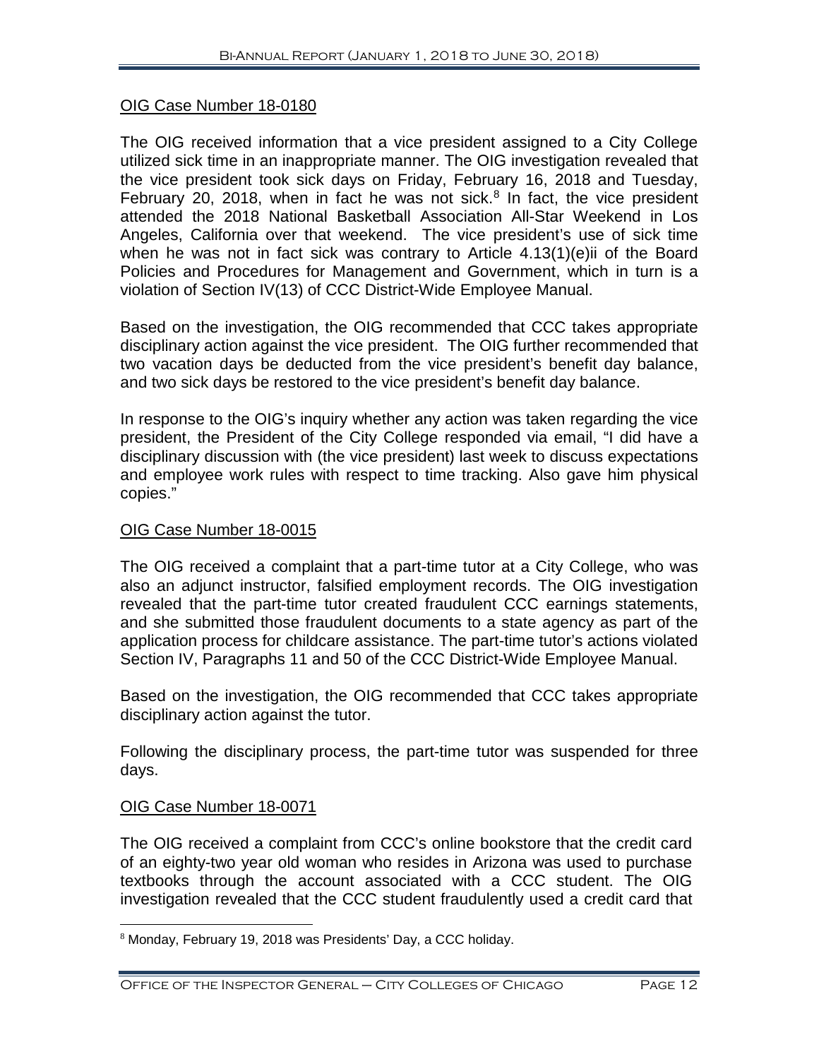OIG Case Number 18-0180

The OIG received information that a vice president assigned to a City College utilized sick time in an inappropriate manner. The OIG investigation revealed that the vice president took sick days on Friday, February 16, 2018 and Tuesday, February 20, 2018, when in fact he was not sick.[8] In fact, the vice president attended the 2018 National Basketball Association All-Star Weekend in Los Angeles, California over that weekend. The vice president's use of sick time when he was not in fact sick was contrary to Article 4.13(1)(e)ii of the Board Policies and Procedures for Management and Government, which in turn is a violation of Section IV(13) of CCC District-Wide Employee Manual.

Based on the investigation, the OIG recommended that CCC takes appropriate disciplinary action against the vice president. The OIG further recommended that two vacation days be deducted from the vice president's benefit day balance, and two sick days be restored to the vice president's benefit day balance.

In response to the OIG's inquiry whether any action was taken regarding the vice president, the President of the City College responded via email, "I did have a disciplinary discussion with (the vice president) last week to discuss expectations and employee work rules with respect to time tracking. Also gave him physical copies."

OIG Case Number 18-0015

The OIG received a complaint that a part-time tutor at a City College, who was also an adjunct instructor, falsified employment records. The OIG investigation revealed that the part-time tutor created fraudulent CCC earnings statements, and she submitted those fraudulent documents to a state agency as part of the application process for childcare assistance. The part-time tutor's actions violated Section IV, Paragraphs 11 and 50 of the CCC District-Wide Employee Manual.

Based on the investigation, the OIG recommended that CCC takes appropriate disciplinary action against the tutor.

Following the disciplinary process, the part-time tutor was suspended for three days.

OIG Case Number 18-0071

The OIG received a complaint from CCC's online bookstore that the credit card of an eighty-two year old woman who resides in Arizona was used to purchase textbooks through the account associated with a CCC student. The OIG investigation revealed that the CCC student fraudulently used a credit card that

[8] Monday, February 19, 2018 was Presidents' Day, a CCC holiday.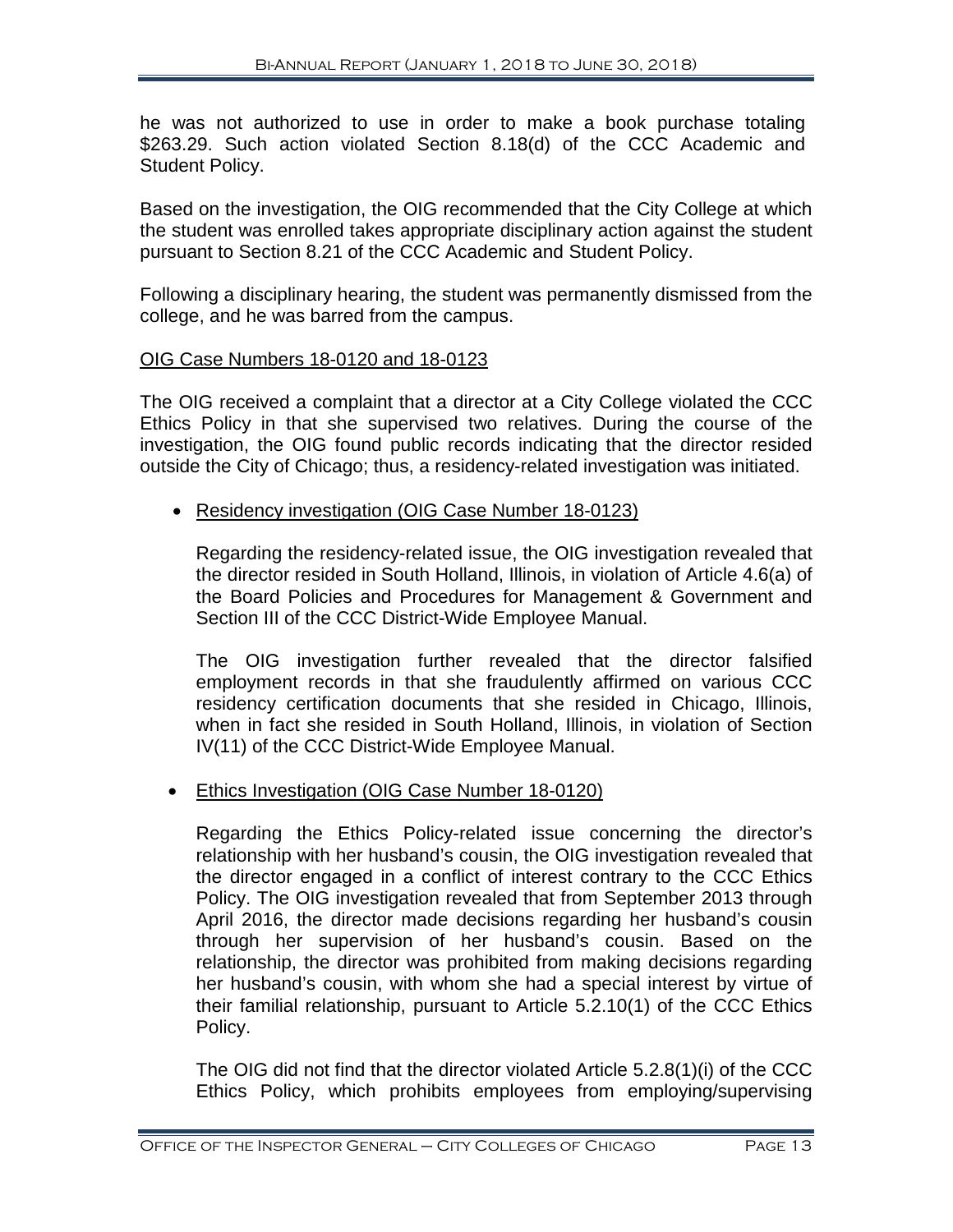he was not authorized to use in order to make a book purchase totaling $263.29. Such action violated Section 8.18(d) of the CCC Academic and Student Policy.

Based on the investigation, the OIG recommended that the City College at which the student was enrolled takes appropriate disciplinary action against the student pursuant to Section 8.21 of the CCC Academic and Student Policy.

Following a disciplinary hearing, the student was permanently dismissed from the college, and he was barred from the campus.

<u>OIG Case Numbers 18-0120 and 18-0123</u>

The OIG received a complaint that a director at a City College violated the CCC Ethics Policy in that she supervised two relatives. During the course of the investigation, the OIG found public records indicating that the director resided outside the City of Chicago; thus, a residency-related investigation was initiated.

- <u>Residency investigation (OIG Case Number 18-0123)</u>

  Regarding the residency-related issue, the OIG investigation revealed that the director resided in South Holland, Illinois, in violation of Article 4.6(a) of the Board Policies and Procedures for Management & Government and Section III of the CCC District-Wide Employee Manual.

  The OIG investigation further revealed that the director falsified employment records in that she fraudulently affirmed on various CCC residency certification documents that she resided in Chicago, Illinois, when in fact she resided in South Holland, Illinois, in violation of Section IV(11) of the CCC District-Wide Employee Manual.

- <u>Ethics Investigation (OIG Case Number 18-0120)</u>

  Regarding the Ethics Policy-related issue concerning the director's relationship with her husband's cousin, the OIG investigation revealed that the director engaged in a conflict of interest contrary to the CCC Ethics Policy. The OIG investigation revealed that from September 2013 through April 2016, the director made decisions regarding her husband's cousin through her supervision of her husband's cousin. Based on the relationship, the director was prohibited from making decisions regarding her husband's cousin, with whom she had a special interest by virtue of their familial relationship, pursuant to Article 5.2.10(1) of the CCC Ethics Policy.

  The OIG did not find that the director violated Article 5.2.8(1)(i) of the CCC Ethics Policy, which prohibits employees from employing/supervising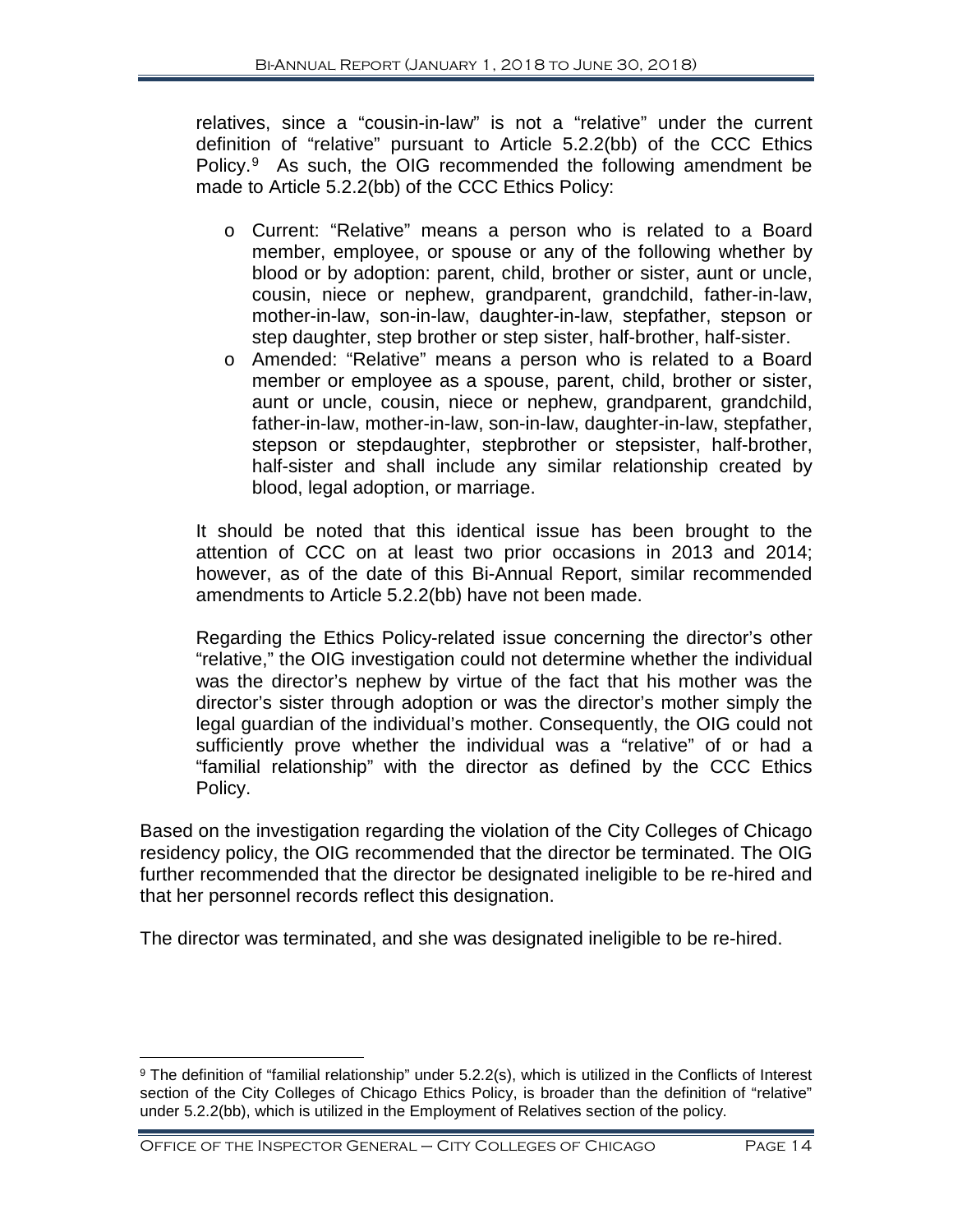relatives, since a "cousin-in-law" is not a "relative" under the current definition of "relative" pursuant to Article 5.2.2(bb) of the CCC Ethics Policy.[9] As such, the OIG recommended the following amendment be made to Article 5.2.2(bb) of the CCC Ethics Policy:

- Current: "Relative" means a person who is related to a Board member, employee, or spouse or any of the following whether by blood or by adoption: parent, child, brother or sister, aunt or uncle, cousin, niece or nephew, grandparent, grandchild, father-in-law, mother-in-law, son-in-law, daughter-in-law, stepfather, stepson or step daughter, step brother or step sister, half-brother, half-sister.
- Amended: "Relative" means a person who is related to a Board member or employee as a spouse, parent, child, brother or sister, aunt or uncle, cousin, niece or nephew, grandparent, grandchild, father-in-law, mother-in-law, son-in-law, daughter-in-law, stepfather, stepson or stepdaughter, stepbrother or stepsister, half-brother, half-sister and shall include any similar relationship created by blood, legal adoption, or marriage.

It should be noted that this identical issue has been brought to the attention of CCC on at least two prior occasions in 2013 and 2014; however, as of the date of this Bi-Annual Report, similar recommended amendments to Article 5.2.2(bb) have not been made.

Regarding the Ethics Policy-related issue concerning the director's other "relative," the OIG investigation could not determine whether the individual was the director's nephew by virtue of the fact that his mother was the director's sister through adoption or was the director's mother simply the legal guardian of the individual's mother. Consequently, the OIG could not sufficiently prove whether the individual was a "relative" of or had a "familial relationship" with the director as defined by the CCC Ethics Policy.

Based on the investigation regarding the violation of the City Colleges of Chicago residency policy, the OIG recommended that the director be terminated. The OIG further recommended that the director be designated ineligible to be re-hired and that her personnel records reflect this designation.

The director was terminated, and she was designated ineligible to be re-hired.

[9] The definition of "familial relationship" under 5.2.2(s), which is utilized in the Conflicts of Interest section of the City Colleges of Chicago Ethics Policy, is broader than the definition of "relative" under 5.2.2(bb), which is utilized in the Employment of Relatives section of the policy.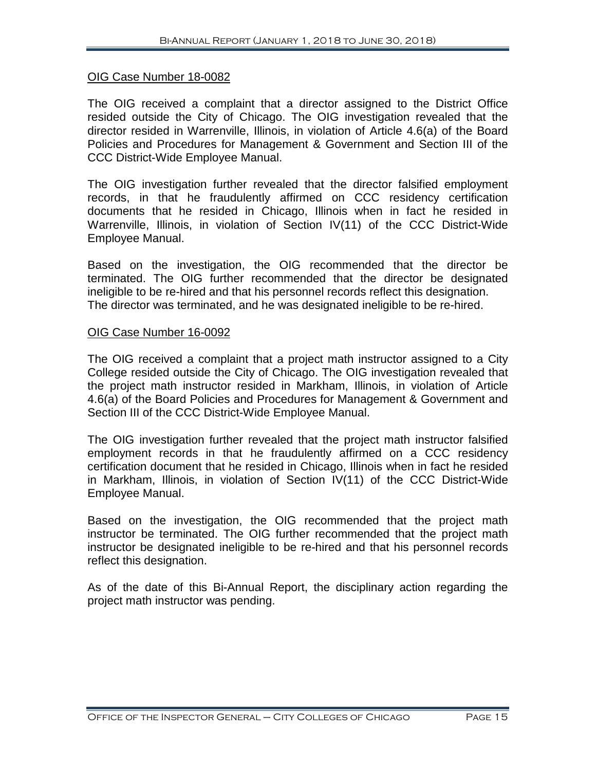OIG Case Number 18-0082

The OIG received a complaint that a director assigned to the District Office resided outside the City of Chicago. The OIG investigation revealed that the director resided in Warrenville, Illinois, in violation of Article 4.6(a) of the Board Policies and Procedures for Management & Government and Section III of the CCC District-Wide Employee Manual.

The OIG investigation further revealed that the director falsified employment records, in that he fraudulently affirmed on CCC residency certification documents that he resided in Chicago, Illinois when in fact he resided in Warrenville, Illinois, in violation of Section IV(11) of the CCC District-Wide Employee Manual.

Based on the investigation, the OIG recommended that the director be terminated. The OIG further recommended that the director be designated ineligible to be re-hired and that his personnel records reflect this designation. The director was terminated, and he was designated ineligible to be re-hired.

OIG Case Number 16-0092

The OIG received a complaint that a project math instructor assigned to a City College resided outside the City of Chicago. The OIG investigation revealed that the project math instructor resided in Markham, Illinois, in violation of Article 4.6(a) of the Board Policies and Procedures for Management & Government and Section III of the CCC District-Wide Employee Manual.

The OIG investigation further revealed that the project math instructor falsified employment records in that he fraudulently affirmed on a CCC residency certification document that he resided in Chicago, Illinois when in fact he resided in Markham, Illinois, in violation of Section IV(11) of the CCC District-Wide Employee Manual.

Based on the investigation, the OIG recommended that the project math instructor be terminated. The OIG further recommended that the project math instructor be designated ineligible to be re-hired and that his personnel records reflect this designation.

As of the date of this Bi-Annual Report, the disciplinary action regarding the project math instructor was pending.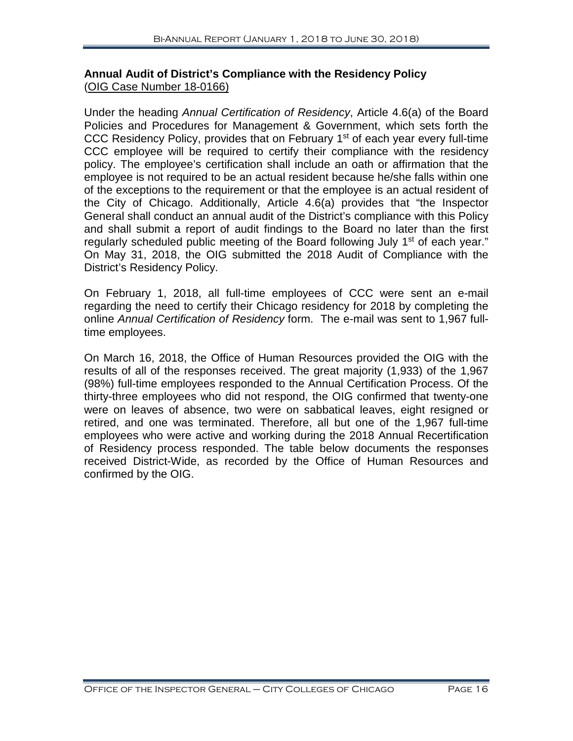**Annual Audit of District's Compliance with the Residency Policy**
(OIG Case Number 18-0166)

Under the heading *Annual Certification of Residency*, Article 4.6(a) of the Board Policies and Procedures for Management & Government, which sets forth the CCC Residency Policy, provides that on February 1st of each year every full-time CCC employee will be required to certify their compliance with the residency policy. The employee's certification shall include an oath or affirmation that the employee is not required to be an actual resident because he/she falls within one of the exceptions to the requirement or that the employee is an actual resident of the City of Chicago. Additionally, Article 4.6(a) provides that "the Inspector General shall conduct an annual audit of the District's compliance with this Policy and shall submit a report of audit findings to the Board no later than the first regularly scheduled public meeting of the Board following July 1st of each year." On May 31, 2018, the OIG submitted the 2018 Audit of Compliance with the District's Residency Policy.

On February 1, 2018, all full-time employees of CCC were sent an e-mail regarding the need to certify their Chicago residency for 2018 by completing the online *Annual Certification of Residency* form. The e-mail was sent to 1,967 full-time employees.

On March 16, 2018, the Office of Human Resources provided the OIG with the results of all of the responses received. The great majority (1,933) of the 1,967 (98%) full-time employees responded to the Annual Certification Process. Of the thirty-three employees who did not respond, the OIG confirmed that twenty-one were on leaves of absence, two were on sabbatical leaves, eight resigned or retired, and one was terminated. Therefore, all but one of the 1,967 full-time employees who were active and working during the 2018 Annual Recertification of Residency process responded. The table below documents the responses received District-Wide, as recorded by the Office of Human Resources and confirmed by the OIG.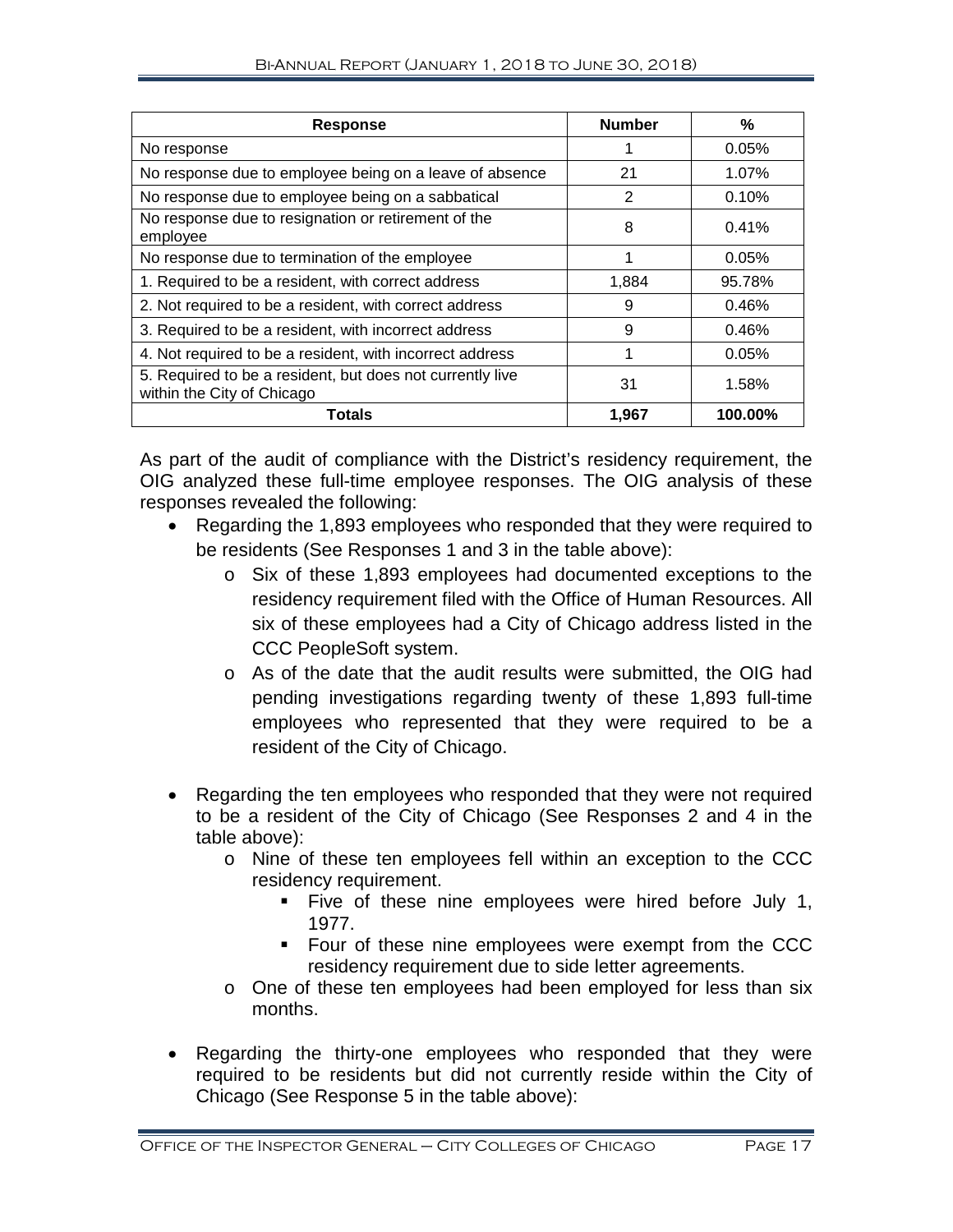| Response | Number | % |
|---|---|---|
| No response | 1 | 0.05% |
| No response due to employee being on a leave of absence | 21 | 1.07% |
| No response due to employee being on a sabbatical | 2 | 0.10% |
| No response due to resignation or retirement of the employee | 8 | 0.41% |
| No response due to termination of the employee | 1 | 0.05% |
| 1. Required to be a resident, with correct address | 1,884 | 95.78% |
| 2. Not required to be a resident, with correct address | 9 | 0.46% |
| 3. Required to be a resident, with incorrect address | 9 | 0.46% |
| 4. Not required to be a resident, with incorrect address | 1 | 0.05% |
| 5. Required to be a resident, but does not currently live within the City of Chicago | 31 | 1.58% |
| **Totals** | **1,967** | **100.00%** |

As part of the audit of compliance with the District's residency requirement, the OIG analyzed these full-time employee responses. The OIG analysis of these responses revealed the following:

- Regarding the 1,893 employees who responded that they were required to be residents (See Responses 1 and 3 in the table above):
  - Six of these 1,893 employees had documented exceptions to the residency requirement filed with the Office of Human Resources. All six of these employees had a City of Chicago address listed in the CCC PeopleSoft system.
  - As of the date that the audit results were submitted, the OIG had pending investigations regarding twenty of these 1,893 full-time employees who represented that they were required to be a resident of the City of Chicago.

- Regarding the ten employees who responded that they were not required to be a resident of the City of Chicago (See Responses 2 and 4 in the table above):
  - Nine of these ten employees fell within an exception to the CCC residency requirement.
    - Five of these nine employees were hired before July 1, 1977.
    - Four of these nine employees were exempt from the CCC residency requirement due to side letter agreements.
  - One of these ten employees had been employed for less than six months.

- Regarding the thirty-one employees who responded that they were required to be residents but did not currently reside within the City of Chicago (See Response 5 in the table above):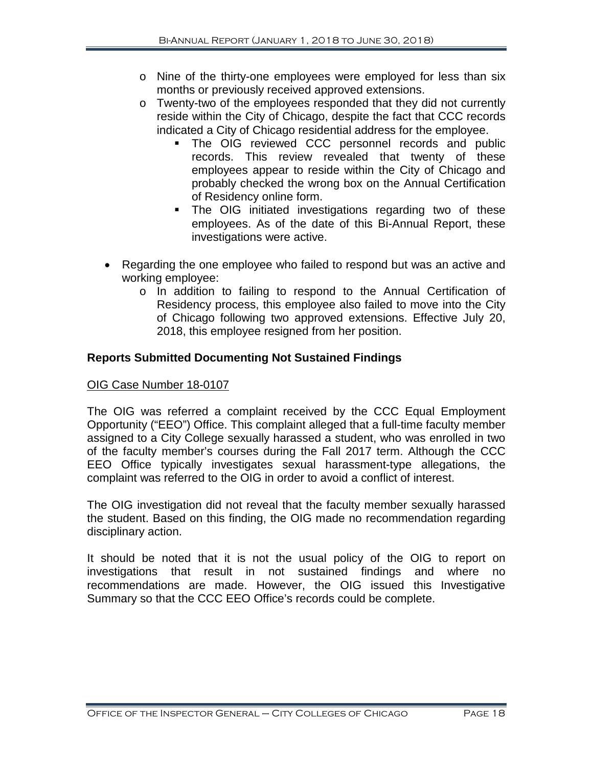- Nine of the thirty-one employees were employed for less than six months or previously received approved extensions.
  - Twenty-two of the employees responded that they did not currently reside within the City of Chicago, despite the fact that CCC records indicated a City of Chicago residential address for the employee.
    - The OIG reviewed CCC personnel records and public records. This review revealed that twenty of these employees appear to reside within the City of Chicago and probably checked the wrong box on the Annual Certification of Residency online form.
    - The OIG initiated investigations regarding two of these employees. As of the date of this Bi-Annual Report, these investigations were active.

- Regarding the one employee who failed to respond but was an active and working employee:
  - In addition to failing to respond to the Annual Certification of Residency process, this employee also failed to move into the City of Chicago following two approved extensions. Effective July 20, 2018, this employee resigned from her position.

**Reports Submitted Documenting Not Sustained Findings**

OIG Case Number 18-0107

The OIG was referred a complaint received by the CCC Equal Employment Opportunity ("EEO") Office. This complaint alleged that a full-time faculty member assigned to a City College sexually harassed a student, who was enrolled in two of the faculty member's courses during the Fall 2017 term. Although the CCC EEO Office typically investigates sexual harassment-type allegations, the complaint was referred to the OIG in order to avoid a conflict of interest.

The OIG investigation did not reveal that the faculty member sexually harassed the student. Based on this finding, the OIG made no recommendation regarding disciplinary action.

It should be noted that it is not the usual policy of the OIG to report on investigations that result in not sustained findings and where no recommendations are made. However, the OIG issued this Investigative Summary so that the CCC EEO Office's records could be complete.